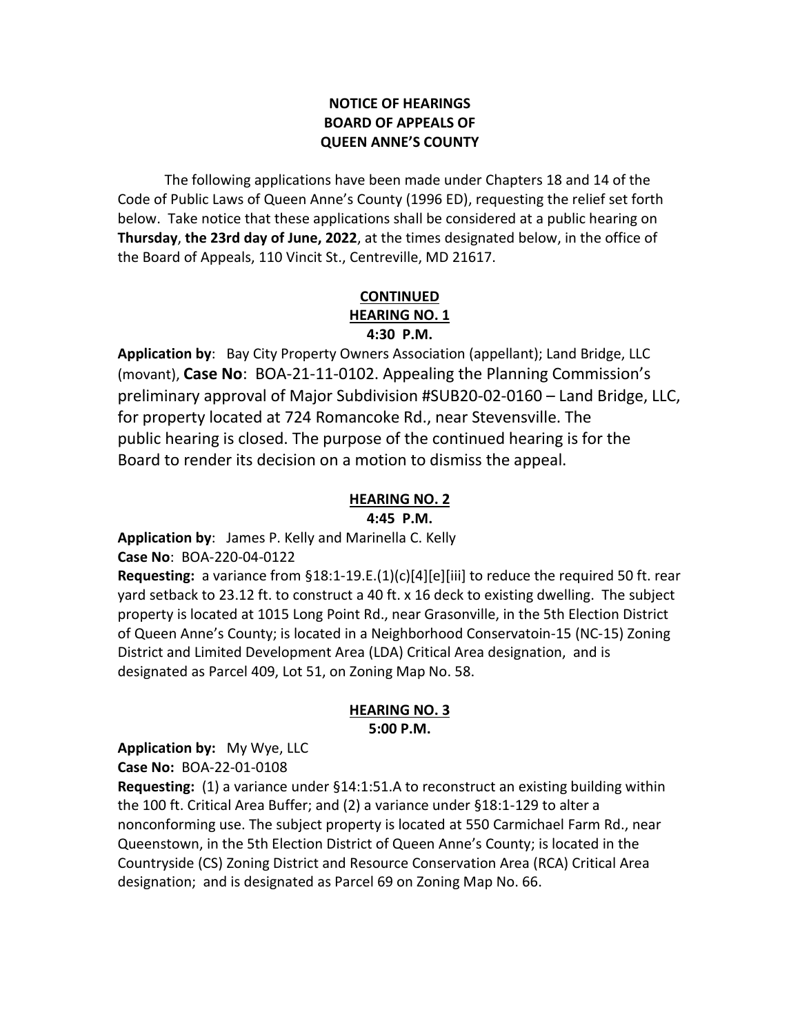**NOTICE OF HEARINGS**
**BOARD OF APPEALS OF**
**QUEEN ANNE'S COUNTY**

The following applications have been made under Chapters 18 and 14 of the Code of Public Laws of Queen Anne's County (1996 ED), requesting the relief set forth below. Take notice that these applications shall be considered at a public hearing on **Thursday**, **the 23rd day of June, 2022**, at the times designated below, in the office of the Board of Appeals, 110 Vincit St., Centreville, MD 21617.

**CONTINUED**
**HEARING NO. 1**
**4:30 P.M.**

**Application by**: Bay City Property Owners Association (appellant); Land Bridge, LLC (movant), **Case No**: BOA-21-11-0102. Appealing the Planning Commission's preliminary approval of Major Subdivision #SUB20-02-0160 – Land Bridge, LLC, for property located at 724 Romancoke Rd., near Stevensville. The public hearing is closed. The purpose of the continued hearing is for the Board to render its decision on a motion to dismiss the appeal.

**HEARING NO. 2**
**4:45 P.M.**

**Application by**: James P. Kelly and Marinella C. Kelly
**Case No**: BOA-220-04-0122
**Requesting:** a variance from §18:1-19.E.(1)(c)[4][e][iii] to reduce the required 50 ft. rear yard setback to 23.12 ft. to construct a 40 ft. x 16 deck to existing dwelling. The subject property is located at 1015 Long Point Rd., near Grasonville, in the 5th Election District of Queen Anne's County; is located in a Neighborhood Conservatoin-15 (NC-15) Zoning District and Limited Development Area (LDA) Critical Area designation, and is designated as Parcel 409, Lot 51, on Zoning Map No. 58.

**HEARING NO. 3**
**5:00 P.M.**

**Application by:** My Wye, LLC
**Case No:** BOA-22-01-0108
**Requesting:** (1) a variance under §14:1:51.A to reconstruct an existing building within the 100 ft. Critical Area Buffer; and (2) a variance under §18:1-129 to alter a nonconforming use. The subject property is located at 550 Carmichael Farm Rd., near Queenstown, in the 5th Election District of Queen Anne's County; is located in the Countryside (CS) Zoning District and Resource Conservation Area (RCA) Critical Area designation; and is designated as Parcel 69 on Zoning Map No. 66.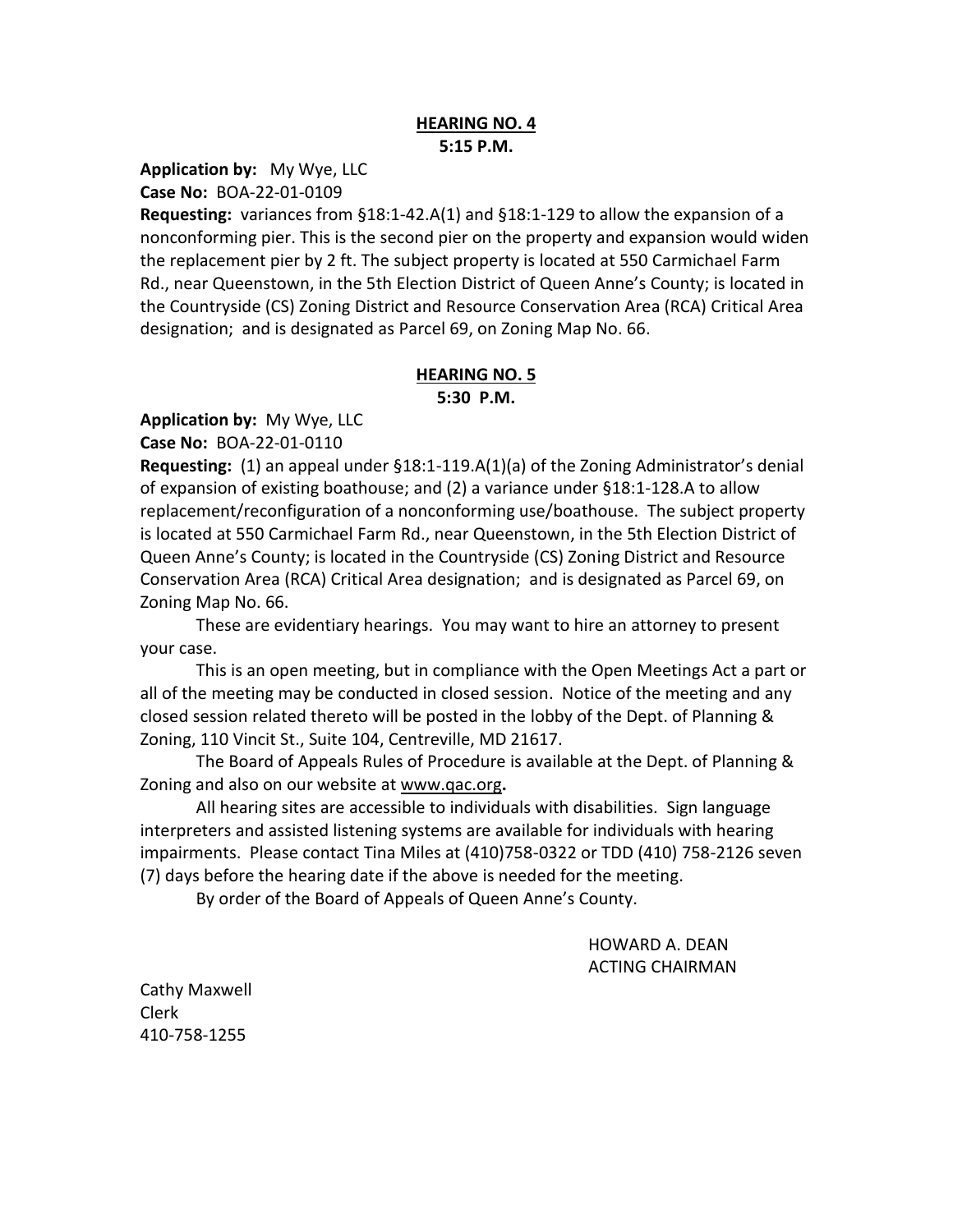**HEARING NO. 4**
**5:15 P.M.**

**Application by:** My Wye, LLC
**Case No:** BOA-22-01-0109
**Requesting:** variances from §18:1-42.A(1) and §18:1-129 to allow the expansion of a nonconforming pier. This is the second pier on the property and expansion would widen the replacement pier by 2 ft. The subject property is located at 550 Carmichael Farm Rd., near Queenstown, in the 5th Election District of Queen Anne's County; is located in the Countryside (CS) Zoning District and Resource Conservation Area (RCA) Critical Area designation; and is designated as Parcel 69, on Zoning Map No. 66.

**HEARING NO. 5**
**5:30 P.M.**

**Application by:** My Wye, LLC
**Case No:** BOA-22-01-0110
**Requesting:** (1) an appeal under §18:1-119.A(1)(a) of the Zoning Administrator's denial of expansion of existing boathouse; and (2) a variance under §18:1-128.A to allow replacement/reconfiguration of a nonconforming use/boathouse. The subject property is located at 550 Carmichael Farm Rd., near Queenstown, in the 5th Election of Queen Anne's County; is located in the Countryside (CS) Zoning District and Resource Conservation Area (RCA) Critical Area designation; and is designated as Parcel 69, on Zoning Map No. 66.

These are evidentiary hearings. You may want to hire an attorney to present your case.

This is an open meeting, but in compliance with the Open Meetings Act a part or all of the meeting may be conducted in closed session. Notice of the meeting and any closed session related thereto will be posted in the lobby of the Dept. of Planning & Zoning, 110 Vincit St., Suite 104, Centreville, MD 21617.

The Board of Appeals Rules of Procedure is available at the Dept. of Planning & Zoning and also on our website at www.qac.org**.**

All hearing sites are accessible to individuals with disabilities. Sign language interpreters and assisted listening systems are available for individuals with hearing impairments. Please contact Tina Miles at (410)758-0322 or TDD (410) 758-2126 seven (7) days before the hearing date if the above is needed for the meeting.

By order of the Board of Appeals of Queen Anne's County.

HOWARD A. DEAN
ACTING CHAIRMAN

Cathy Maxwell
Clerk
410-758-1255